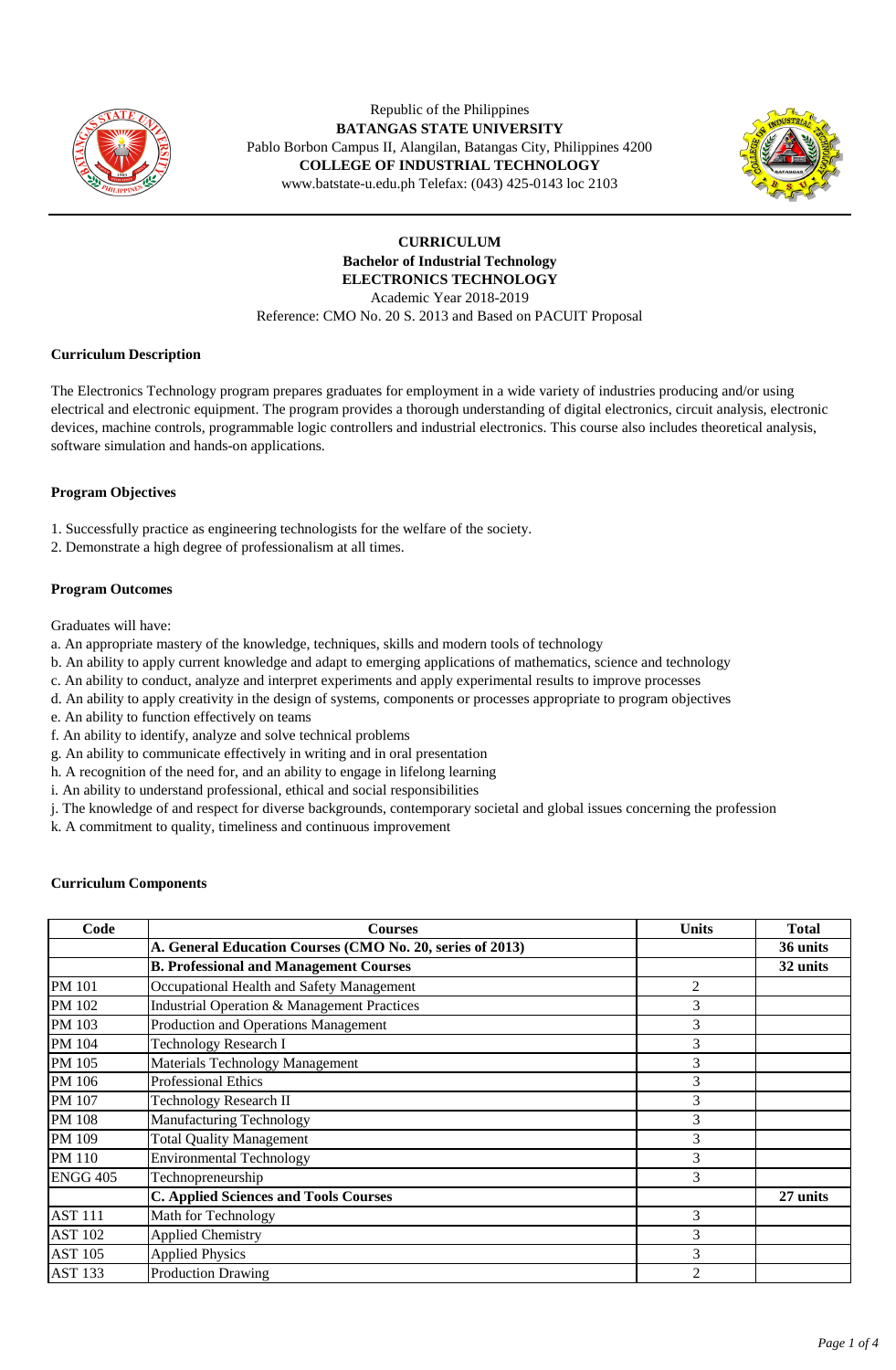Republic of the Philippines
**BATANGAS STATE UNIVERSITY**
Pablo Borbon Campus II, Alangilan, Batangas City, Philippines 4200
**COLLEGE OF INDUSTRIAL TECHNOLOGY**
www.batstate-u.edu.ph Telefax: (043) 425-0143 loc 2103

# CURRICULUM
## Bachelor of Industrial Technology
## ELECTRONICS TECHNOLOGY
Academic Year 2018-2019
Reference: CMO No. 20 S. 2013 and Based on PACUIT Proposal

### Curriculum Description

The Electronics Technology program prepares graduates for employment in a wide variety of industries producing and/or using electrical and electronic equipment. The program provides a thorough understanding of digital electronics, circuit analysis, electronic devices, machine controls, programmable logic controllers and industrial electronics. This course also includes theoretical analysis, software simulation and hands-on applications.

### Program Objectives

1. Successfully practice as engineering technologists for the welfare of the society.
2. Demonstrate a high degree of professionalism at all times.

### Program Outcomes

Graduates will have:

a. An appropriate mastery of the knowledge, techniques, skills and modern tools of technology
b. An ability to apply current knowledge and adapt to emerging applications of mathematics, science and technology
c. An ability to conduct, analyze and interpret experiments and apply experimental results to improve processes
d. An ability to apply creativity in the design of systems, components or processes appropriate to program objectives
e. An ability to function effectively on teams
f. An ability to identify, analyze and solve technical problems
g. An ability to communicate effectively in writing and in oral presentation
h. A recognition of the need for, and an ability to engage in lifelong learning
i. An ability to understand professional, ethical and social responsibilities
j. The knowledge of and respect for diverse backgrounds, contemporary societal and global issues concerning the profession
k. A commitment to quality, timeliness and continuous improvement

### Curriculum Components

| Code | Courses | Units | Total |
|---|---|---|---|
| | **A. General Education Courses (CMO No. 20, series of 2013)** | | **36 units** |
| | **B. Professional and Management Courses** | | **32 units** |
| PM 101 | Occupational Health and Safety Management | 2 | |
| PM 102 | Industrial Operation & Management Practices | 3 | |
| PM 103 | Production and Operations Management | 3 | |
| PM 104 | Technology Research I | 3 | |
| PM 105 | Materials Technology Management | 3 | |
| PM 106 | Professional Ethics | 3 | |
| PM 107 | Technology Research II | 3 | |
| PM 108 | Manufacturing Technology | 3 | |
| PM 109 | Total Quality Management | 3 | |
| PM 110 | Environmental Technology | 3 | |
| ENGG 405 | Technopreneurship | 3 | |
| | **C. Applied Sciences and Tools Courses** | | **27 units** |
| AST 111 | Math for Technology | 3 | |
| AST 102 | Applied Chemistry | 3 | |
| AST 105 | Applied Physics | 3 | |
| AST 133 | Production Drawing | 2 | |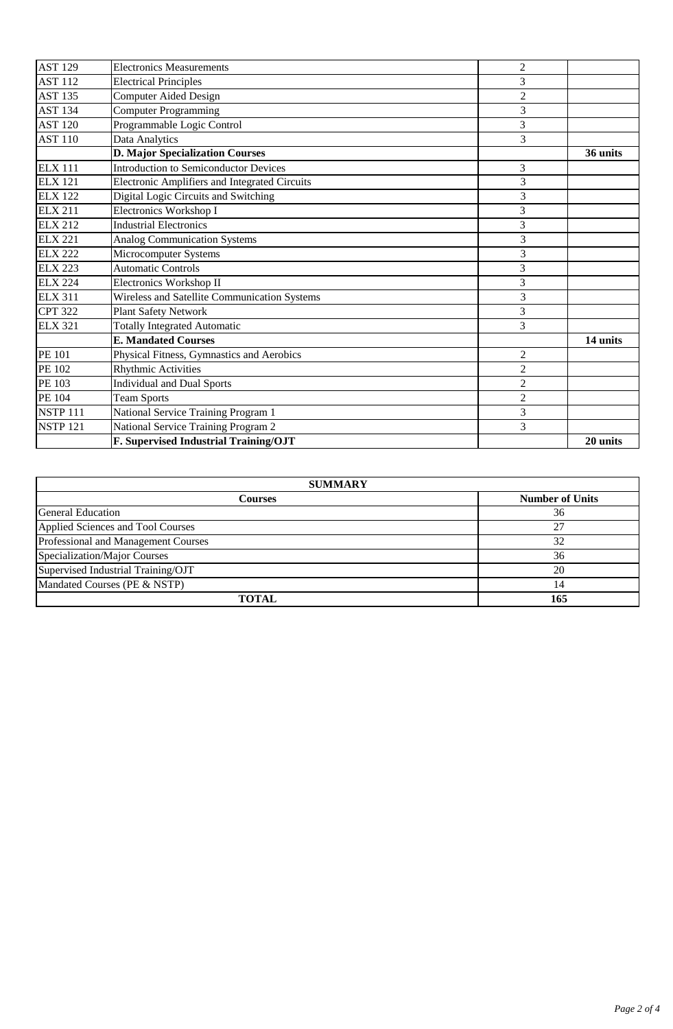| | | | |
|---|---|---|---|
| AST 129 | Electronics Measurements | 2 | |
| AST 112 | Electrical Principles | 3 | |
| AST 135 | Computer Aided Design | 2 | |
| AST 134 | Computer Programming | 3 | |
| AST 120 | Programmable Logic Control | 3 | |
| AST 110 | Data Analytics | 3 | |
| | **D. Major Specialization Courses** | | **36 units** |
| ELX 111 | Introduction to Semiconductor Devices | 3 | |
| ELX 121 | Electronic Amplifiers and Integrated Circuits | 3 | |
| ELX 122 | Digital Logic Circuits and Switching | 3 | |
| ELX 211 | Electronics Workshop I | 3 | |
| ELX 212 | Industrial Electronics | 3 | |
| ELX 221 | Analog Communication Systems | 3 | |
| ELX 222 | Microcomputer Systems | 3 | |
| ELX 223 | Automatic Controls | 3 | |
| ELX 224 | Electronics Workshop II | 3 | |
| ELX 311 | Wireless and Satellite Communication Systems | 3 | |
| CPT 322 | Plant Safety Network | 3 | |
| ELX 321 | Totally Integrated Automatic | 3 | |
| | **E. Mandated Courses** | | **14 units** |
| PE 101 | Physical Fitness, Gymnastics and Aerobics | 2 | |
| PE 102 | Rhythmic Activities | 2 | |
| PE 103 | Individual and Dual Sports | 2 | |
| PE 104 | Team Sports | 2 | |
| NSTP 111 | National Service Training Program 1 | 3 | |
| NSTP 121 | National Service Training Program 2 | 3 | |
| | **F. Supervised Industrial Training/OJT** | | **20 units** |

| **SUMMARY** | |
|---|---|
| **Courses** | **Number of Units** |
| General Education | 36 |
| Applied Sciences and Tool Courses | 27 |
| Professional and Management Courses | 32 |
| Specialization/Major Courses | 36 |
| Supervised Industrial Training/OJT | 20 |
| Mandated Courses (PE & NSTP) | 14 |
| **TOTAL** | **165** |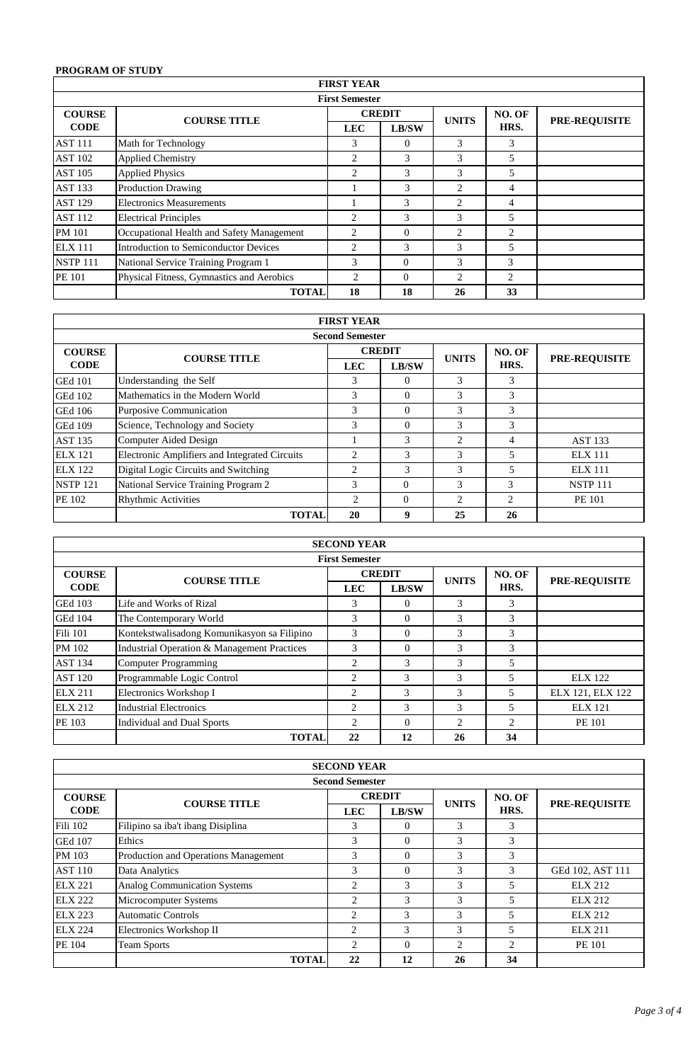**PROGRAM OF STUDY**

| FIRST YEAR | | | | | | |
|---|---|---|---|---|---|---|
| **First Semester** | | | | | | |
| **COURSE CODE** | **COURSE TITLE** | **CREDIT** | | **UNITS** | **NO. OF HRS.** | **PRE-REQUISITE** |
| | | **LEC** | **LB/SW** | | | |
| AST 111 | Math for Technology | 3 | 0 | 3 | 3 | |
| AST 102 | Applied Chemistry | 2 | 3 | 3 | 5 | |
| AST 105 | Applied Physics | 2 | 3 | 3 | 5 | |
| AST 133 | Production Drawing | 1 | 3 | 2 | 4 | |
| AST 129 | Electronics Measurements | 1 | 3 | 2 | 4 | |
| AST 112 | Electrical Principles | 2 | 3 | 3 | 5 | |
| PM 101 | Occupational Health and Safety Management | 2 | 0 | 2 | 2 | |
| ELX 111 | Introduction to Semiconductor Devices | 2 | 3 | 3 | 5 | |
| NSTP 111 | National Service Training Program 1 | 3 | 0 | 3 | 3 | |
| PE 101 | Physical Fitness, Gymnastics and Aerobics | 2 | 0 | 2 | 2 | |
| | **TOTAL** | **18** | **18** | **26** | **33** | |

| FIRST YEAR | | | | | | |
|---|---|---|---|---|---|---|
| **Second Semester** | | | | | | |
| **COURSE CODE** | **COURSE TITLE** | **CREDIT** | | **UNITS** | **NO. OF HRS.** | **PRE-REQUISITE** |
| | | **LEC** | **LB/SW** | | | |
| GEd 101 | Understanding the Self | 3 | 0 | 3 | 3 | |
| GEd 102 | Mathematics in the Modern World | 3 | 0 | 3 | 3 | |
| GEd 106 | Purposive Communication | 3 | 0 | 3 | 3 | |
| GEd 109 | Science, Technology and Society | 3 | 0 | 3 | 3 | |
| AST 135 | Computer Aided Design | 1 | 3 | 2 | 4 | AST 133 |
| ELX 121 | Electronic Amplifiers and Integrated Circuits | 2 | 3 | 3 | 5 | ELX 111 |
| ELX 122 | Digital Logic Circuits and Switching | 2 | 3 | 3 | 5 | ELX 111 |
| NSTP 121 | National Service Training Program 2 | 3 | 0 | 3 | 3 | NSTP 111 |
| PE 102 | Rhythmic Activities | 2 | 0 | 2 | 2 | PE 101 |
| | **TOTAL** | **20** | **9** | **25** | **26** | |

| SECOND YEAR | | | | | | |
|---|---|---|---|---|---|---|
| **First Semester** | | | | | | |
| **COURSE CODE** | **COURSE TITLE** | **CREDIT** | | **UNITS** | **NO. OF HRS.** | **PRE-REQUISITE** |
| | | **LEC** | **LB/SW** | | | |
| GEd 103 | Life and Works of Rizal | 3 | 0 | 3 | 3 | |
| GEd 104 | The Contemporary World | 3 | 0 | 3 | 3 | |
| Fili 101 | Kontekstwalisadong Komunikasyon sa Filipino | 3 | 0 | 3 | 3 | |
| PM 102 | Industrial Operation & Management Practices | 3 | 0 | 3 | 3 | |
| AST 134 | Computer Programming | 2 | 3 | 3 | 5 | |
| AST 120 | Programmable Logic Control | 2 | 3 | 3 | 5 | ELX 122 |
| ELX 211 | Electronics Workshop I | 2 | 3 | 3 | 5 | ELX 121, ELX 122 |
| ELX 212 | Industrial Electronics | 2 | 3 | 3 | 5 | ELX 121 |
| PE 103 | Individual and Dual Sports | 2 | 0 | 2 | 2 | PE 101 |
| | **TOTAL** | **22** | **12** | **26** | **34** | |

| SECOND YEAR | | | | | | |
|---|---|---|---|---|---|---|
| **Second Semester** | | | | | | |
| **COURSE CODE** | **COURSE TITLE** | **CREDIT** | | **UNITS** | **NO. OF HRS.** | **PRE-REQUISITE** |
| | | **LEC** | **LB/SW** | | | |
| Fili 102 | Filipino sa iba't ibang Disiplina | 3 | 0 | 3 | 3 | |
| GEd 107 | Ethics | 3 | 0 | 3 | 3 | |
| PM 103 | Production and Operations Management | 3 | 0 | 3 | 3 | |
| AST 110 | Data Analytics | 3 | 0 | 3 | 3 | GEd 102, AST 111 |
| ELX 221 | Analog Communication Systems | 2 | 3 | 3 | 5 | ELX 212 |
| ELX 222 | Microcomputer Systems | 2 | 3 | 3 | 5 | ELX 212 |
| ELX 223 | Automatic Controls | 2 | 3 | 3 | 5 | ELX 212 |
| ELX 224 | Electronics Workshop II | 2 | 3 | 3 | 5 | ELX 211 |
| PE 104 | Team Sports | 2 | 0 | 2 | 2 | PE 101 |
| | **TOTAL** | **22** | **12** | **26** | **34** | |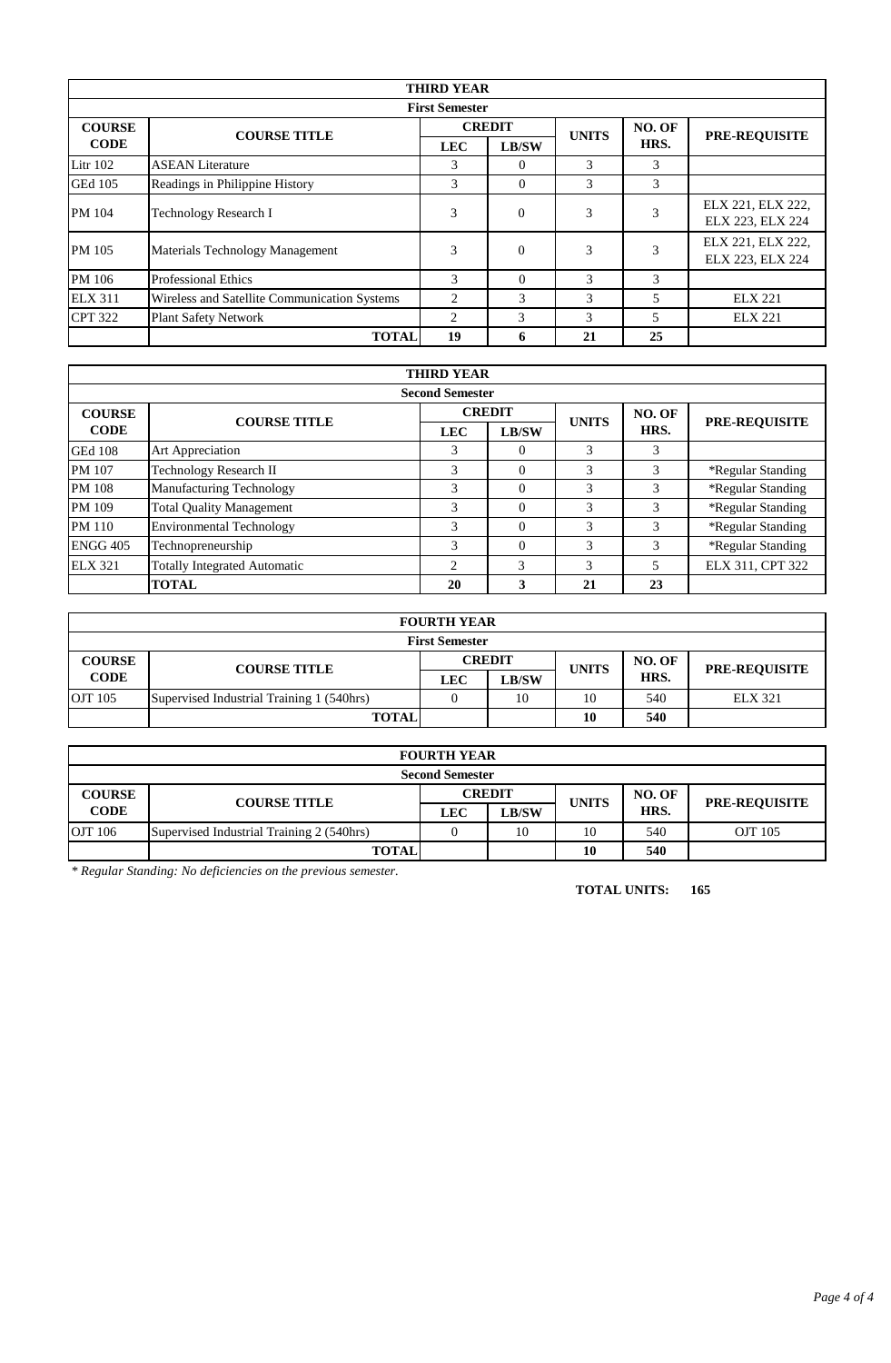| THIRD YEAR | | | | | | |
|---|---|---|---|---|---|---|
| First Semester | | | | | | |
| COURSE CODE | COURSE TITLE | CREDIT | | UNITS | NO. OF HRS. | PRE-REQUISITE |
| | | LEC | LB/SW | | | |
| Litr 102 | ASEAN Literature | 3 | 0 | 3 | 3 | |
| GEd 105 | Readings in Philippine History | 3 | 0 | 3 | 3 | |
| PM 104 | Technology Research I | 3 | 0 | 3 | 3 | ELX 221, ELX 222, ELX 223, ELX 224 |
| PM 105 | Materials Technology Management | 3 | 0 | 3 | 3 | ELX 221, ELX 222, ELX 223, ELX 224 |
| PM 106 | Professional Ethics | 3 | 0 | 3 | 3 | |
| ELX 311 | Wireless and Satellite Communication Systems | 2 | 3 | 3 | 5 | ELX 221 |
| CPT 322 | Plant Safety Network | 2 | 3 | 3 | 5 | ELX 221 |
| | **TOTAL** | **19** | **6** | **21** | **25** | |

| THIRD YEAR | | | | | | |
|---|---|---|---|---|---|---|
| Second Semester | | | | | | |
| COURSE CODE | COURSE TITLE | CREDIT | | UNITS | NO. OF HRS. | PRE-REQUISITE |
| | | LEC | LB/SW | | | |
| GEd 108 | Art Appreciation | 3 | 0 | 3 | 3 | |
| PM 107 | Technology Research II | 3 | 0 | 3 | 3 | *Regular Standing |
| PM 108 | Manufacturing Technology | 3 | 0 | 3 | 3 | *Regular Standing |
| PM 109 | Total Quality Management | 3 | 0 | 3 | 3 | *Regular Standing |
| PM 110 | Environmental Technology | 3 | 0 | 3 | 3 | *Regular Standing |
| ENGG 405 | Technopreneurship | 3 | 0 | 3 | 3 | *Regular Standing |
| ELX 321 | Totally Integrated Automatic | 2 | 3 | 3 | 5 | ELX 311, CPT 322 |
| | **TOTAL** | **20** | **3** | **21** | **23** | |

| FOURTH YEAR | | | | | | |
|---|---|---|---|---|---|---|
| First Semester | | | | | | |
| COURSE CODE | COURSE TITLE | CREDIT | | UNITS | NO. OF HRS. | PRE-REQUISITE |
| | | LEC | LB/SW | | | |
| OJT 105 | Supervised Industrial Training 1 (540hrs) | 0 | 10 | 10 | 540 | ELX 321 |
| | **TOTAL** | | | **10** | **540** | |

| FOURTH YEAR | | | | | | |
|---|---|---|---|---|---|---|
| Second Semester | | | | | | |
| COURSE CODE | COURSE TITLE | CREDIT | | UNITS | NO. OF HRS. | PRE-REQUISITE |
| | | LEC | LB/SW | | | |
| OJT 106 | Supervised Industrial Training 2 (540hrs) | 0 | 10 | 10 | 540 | OJT 105 |
| | **TOTAL** | | | **10** | **540** | |

*\* Regular Standing: No deficiencies on the previous semester.*

**TOTAL UNITS: 165**